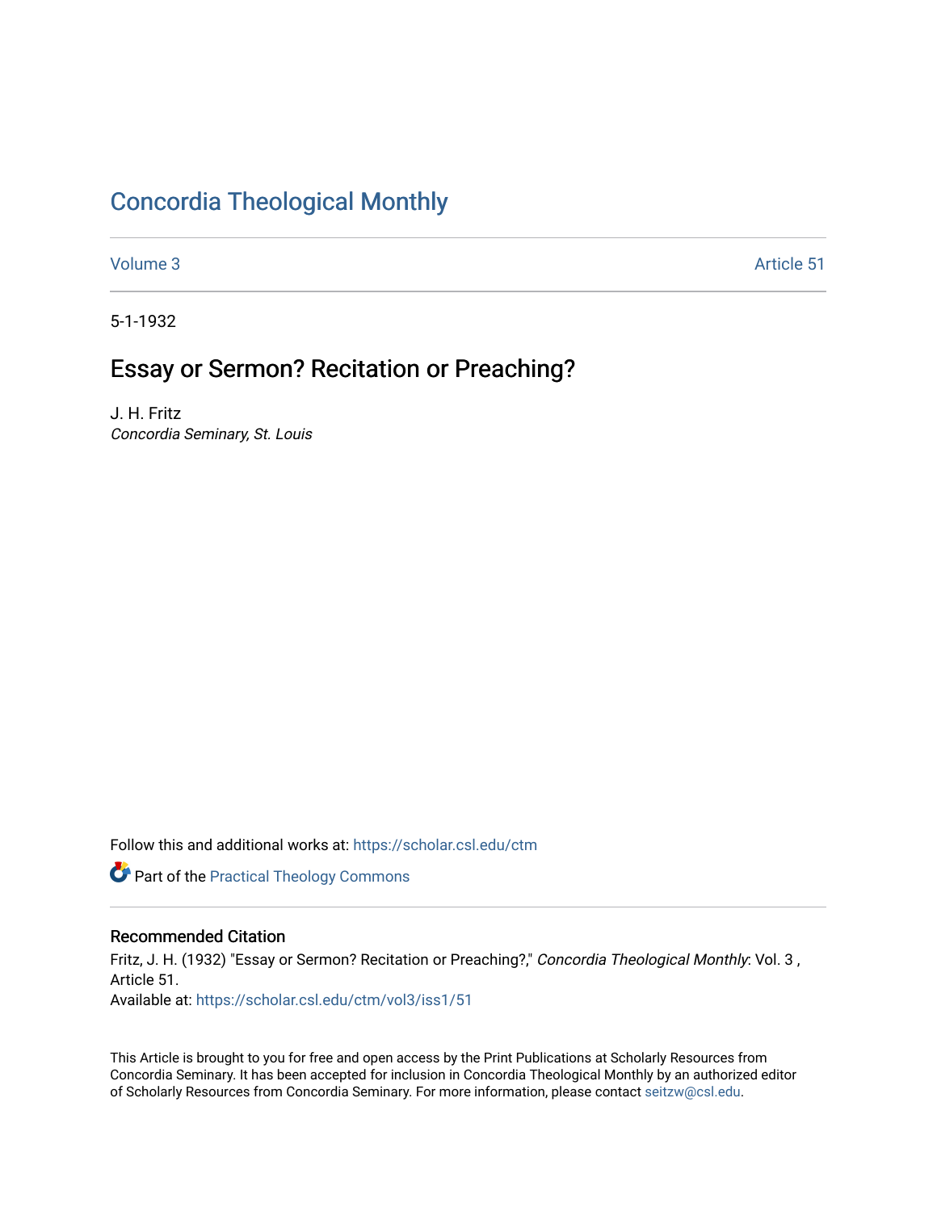# Concordia Theological Monthly

Volume 3 | Article 51

5-1-1932

## Essay or Sermon? Recitation or Preaching?

J. H. Fritz
*Concordia Seminary, St. Louis*

Follow this and additional works at: https://scholar.csl.edu/ctm

Part of the Practical Theology Commons

### Recommended Citation

Fritz, J. H. (1932) "Essay or Sermon? Recitation or Preaching?," *Concordia Theological Monthly*: Vol. 3 , Article 51.
Available at: https://scholar.csl.edu/ctm/vol3/iss1/51

This Article is brought to you for free and open access by the Print Publications at Scholarly Resources from Concordia Seminary. It has been accepted for inclusion in Concordia Theological Monthly by an authorized editor of Scholarly Resources from Concordia Seminary. For more information, please contact seitzw@csl.edu.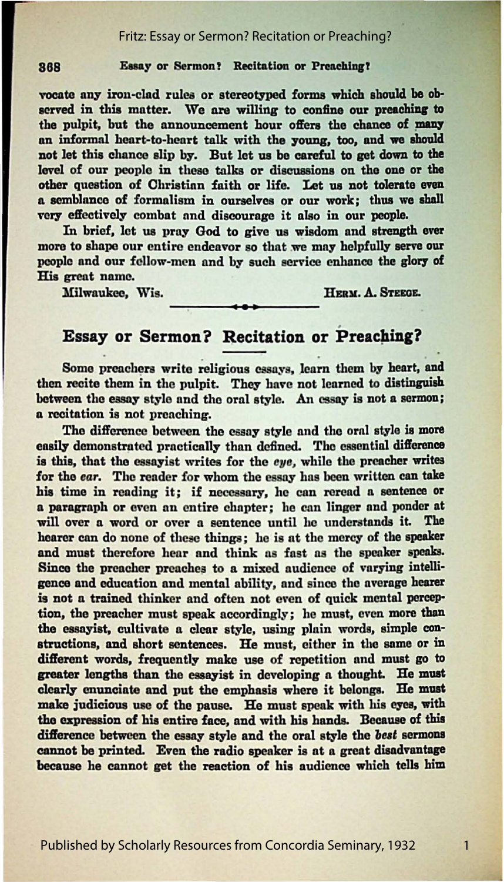vocate any iron-clad rules or stereotyped forms which should be observed in this matter. We are willing to confine our preaching to the pulpit, but the announcement hour offers the chance of many an informal heart-to-heart talk with the young, too, and we should not let this chance slip by. But let us be careful to get down to the level of our people in these talks or discussions on the one or the other question of Christian faith or life. Let us not tolerate even a semblance of formalism in ourselves or our work; thus we shall very effectively combat and discourage it also in our people.

In brief, let us pray God to give us wisdom and strength ever more to shape our entire endeavor so that we may helpfully serve our people and our fellow-men and by such service enhance the glory of His great name.

Milwaukee, Wis. HERM. A. STEEGE.

## Essay or Sermon? Recitation or Preaching?

Some preachers write religious essays, learn them by heart, and then recite them in the pulpit. They have not learned to distinguish between the essay style and the oral style. An essay is not a sermon; a recitation is not preaching.

The difference between the essay style and the oral style is more easily demonstrated practically than defined. The essential difference is this, that the essayist writes for the *eye*, while the preacher writes for the *ear*. The reader for whom the essay has been written can take his time in reading it; if necessary, he can reread a sentence or a paragraph or even an entire chapter; he can linger and ponder at will over a word or over a sentence until he understands it. The hearer can do none of these things; he is at the mercy of the speaker and must therefore hear and think as fast as the speaker speaks. Since the preacher preaches to a mixed audience of varying intelligence and education and mental ability, and since the average hearer is not a trained thinker and often not even of quick mental perception, the preacher must speak accordingly; he must, even more than the essayist, cultivate a clear style, using plain words, simple constructions, and short sentences. He must, either in the same or in different words, frequently make use of repetition and must go to greater lengths than the essayist in developing a thought. He must clearly enunciate and put the emphasis where it belongs. He must make judicious use of the pause. He must speak with his eyes, with the expression of his entire face, and with his hands. Because of this difference between the essay style and the oral style the *best* sermons cannot be printed. Even the radio speaker is at a great disadvantage because he cannot get the reaction of his audience which tells him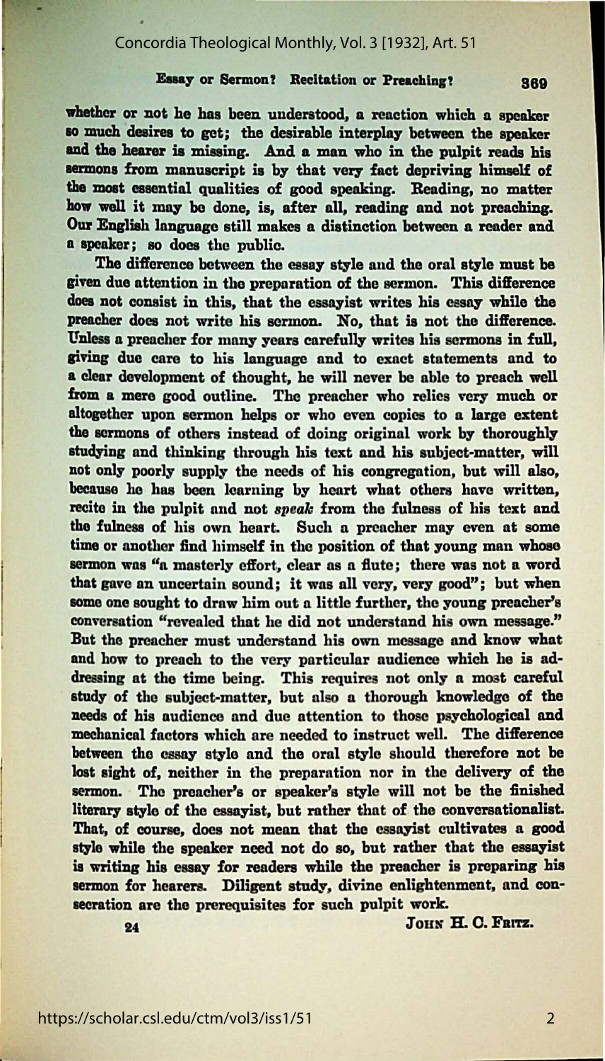whether or not he has been understood, a reaction which a speaker so much desires to get; the desirable interplay between the speaker and the hearer is missing. And a man who in the pulpit reads his sermons from manuscript is by that very fact depriving himself of the most essential qualities of good speaking. Reading, no matter how well it may be done, is, after all, reading and not preaching. Our English language still makes a distinction between a reader and a speaker; so does the public.

The difference between the essay style and the oral style must be given due attention in the preparation of the sermon. This difference does not consist in this, that the essayist writes his essay while the preacher does not write his sermon. No, that is not the difference. Unless a preacher for many years carefully writes his sermons in full, giving due care to his language and to exact statements and to a clear development of thought, he will never be able to preach well from a mere good outline. The preacher who relies very much or altogether upon sermon helps or who even copies to a large extent the sermons of others instead of doing original work by thoroughly studying and thinking through his text and his subject-matter, will not only poorly supply the needs of his congregation, but will also, because he has been learning by heart what others have written, recite in the pulpit and not *speak* from the fulness of his text and the fulness of his own heart. Such a preacher may even at some time or another find himself in the position of that young man whose sermon was "a masterly effort, clear as a flute; there was not a word that gave an uncertain sound; it was all very, very good"; but when some one sought to draw him out a little further, the young preacher's conversation "revealed that he did not understand his own message." But the preacher must understand his own message and know what and how to preach to the very particular audience which he is addressing at the time being. This requires not only a most careful study of the subject-matter, but also a thorough knowledge of the needs of his audience and due attention to those psychological and mechanical factors which are needed to instruct well. The difference between the essay style and the oral style should therefore not be lost sight of, neither in the preparation nor in the delivery of the sermon. The preacher's or speaker's style will not be the finished literary style of the essayist, but rather that of the conversationalist. That, of course, does not mean that the essayist cultivates a good style while the speaker need not do so, but rather that the essayist is writing his essay for readers while the preacher is preparing his sermon for hearers. Diligent study, divine enlightenment, and consecration are the prerequisites for such pulpit work.

JOHN H. C. FRITZ.